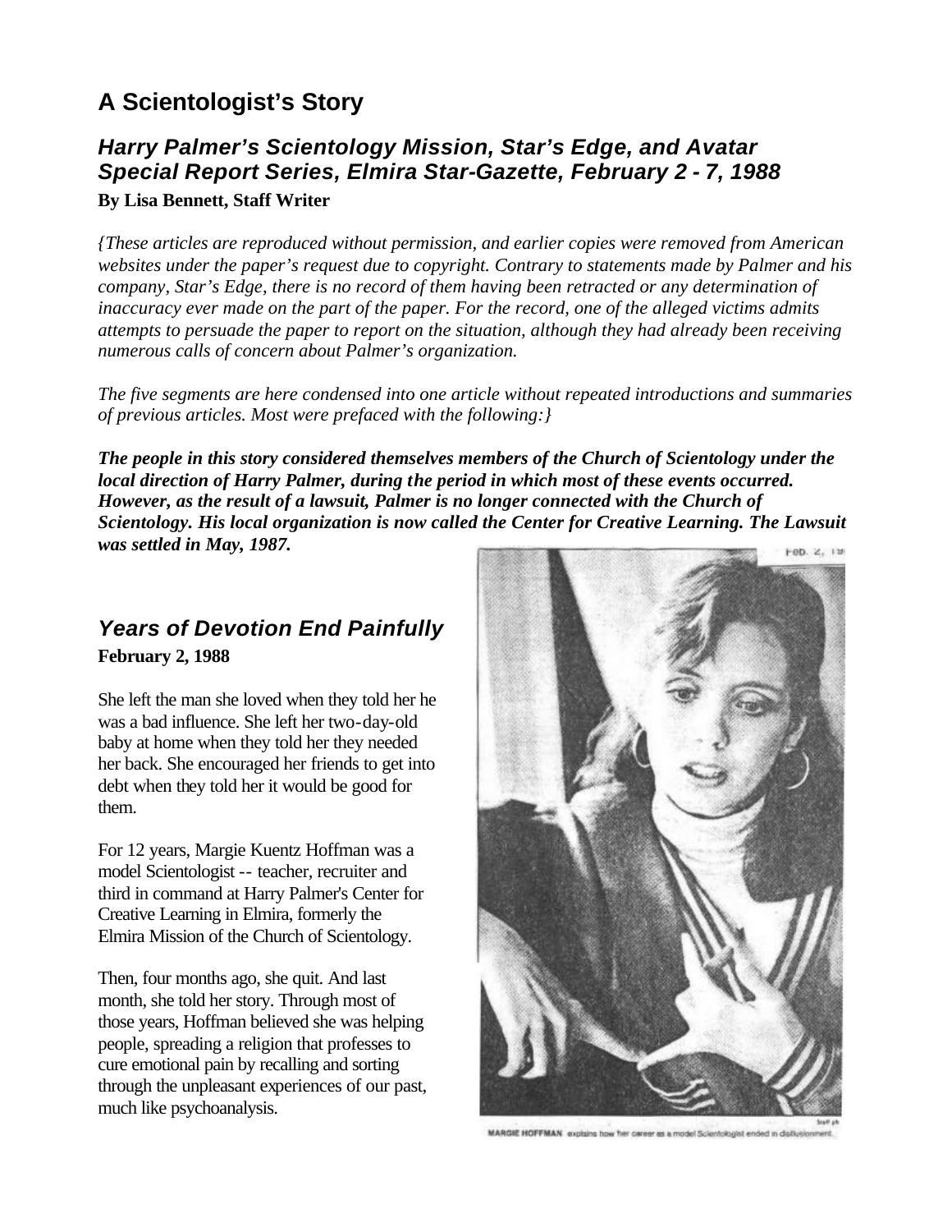# A Scientologist's Story

## *Harry Palmer's Scientology Mission, Star's Edge, and Avatar Special Report Series, Elmira Star-Gazette, February 2 - 7, 1988*

**By Lisa Bennett, Staff Writer**

*{These articles are reproduced without permission, and earlier copies were removed from American websites under the paper's request due to copyright. Contrary to statements made by Palmer and his company, Star's Edge, there is no record of them having been retracted or any determination of inaccuracy ever made on the part of the paper. For the record, one of the alleged victims admits attempts to persuade the paper to report on the situation, although they had already been receiving numerous calls of concern about Palmer's organization.*

*The five segments are here condensed into one article without repeated introductions and summaries of previous articles. Most were prefaced with the following:}*

***The people in this story considered themselves members of the Church of Scientology under the local direction of Harry Palmer, during the period in which most of these events occurred. However, as the result of a lawsuit, Palmer is no longer connected with the Church of Scientology. His local organization is now called the Center for Creative Learning. The Lawsuit was settled in May, 1987.***

## *Years of Devotion End Painfully*

**February 2, 1988**

She left the man she loved when they told her he was a bad influence. She left her two-day-old baby at home when they told her they needed her back. She encouraged her friends to get into debt when they told her it would be good for them.

For 12 years, Margie Kuentz Hoffman was a model Scientologist -- teacher, recruiter and third in command at Harry Palmer's Center for Creative Learning in Elmira, formerly the Elmira Mission of the Church of Scientology.

Then, four months ago, she quit. And last month, she told her story. Through most of those years, Hoffman believed she was helping people, spreading a religion that professes to cure emotional pain by recalling and sorting through the unpleasant experiences of our past, much like psychoanalysis.

MARGIE HOFFMAN explains how her career as a model Scientologist ended in disillusionment.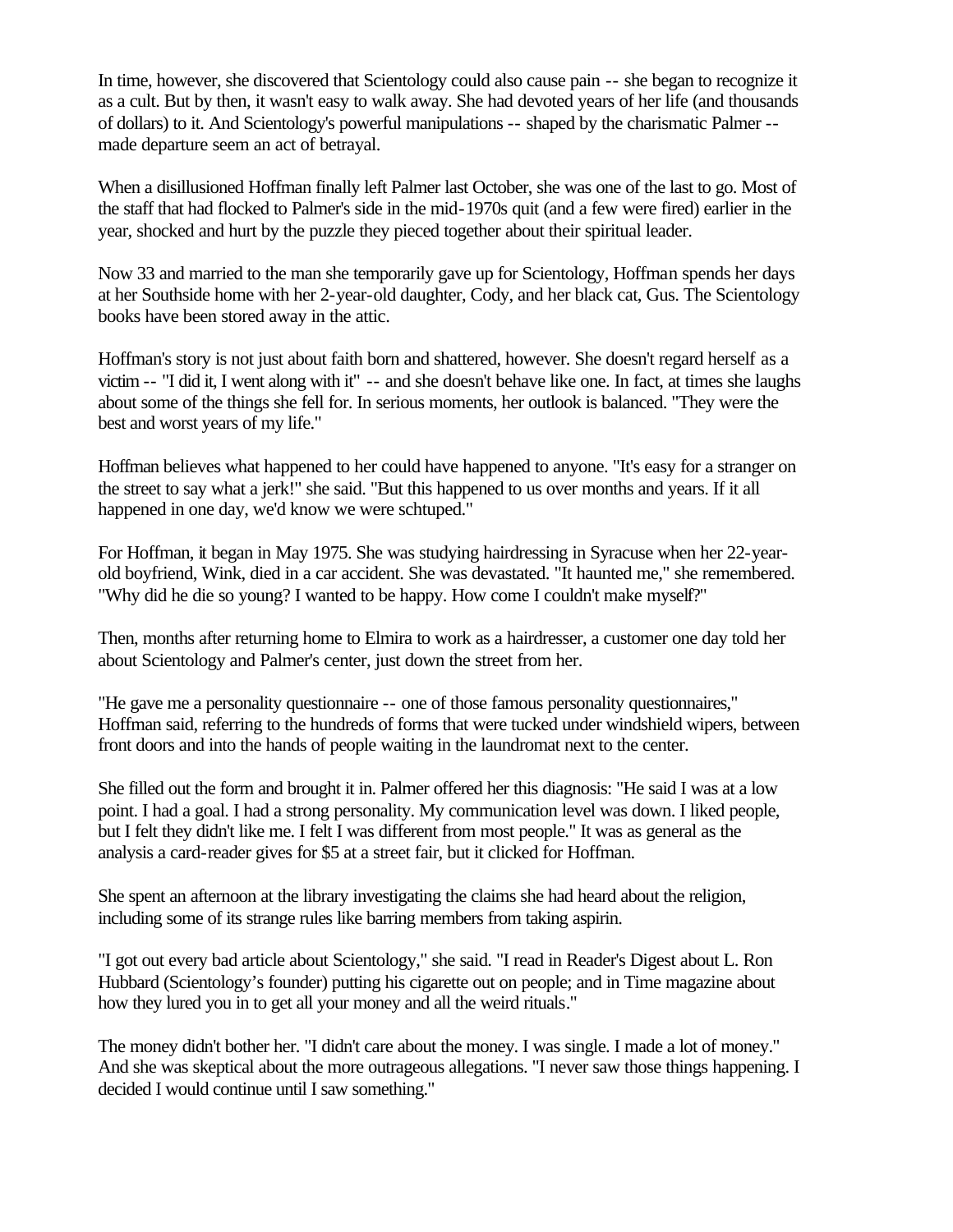In time, however, she discovered that Scientology could also cause pain -- she began to recognize it as a cult. But by then, it wasn't easy to walk away. She had devoted years of her life (and thousands of dollars) to it. And Scientology's powerful manipulations -- shaped by the charismatic Palmer -- made departure seem an act of betrayal.

When a disillusioned Hoffman finally left Palmer last October, she was one of the last to go. Most of the staff that had flocked to Palmer's side in the mid-1970s quit (and a few were fired) earlier in the year, shocked and hurt by the puzzle they pieced together about their spiritual leader.

Now 33 and married to the man she temporarily gave up for Scientology, Hoffman spends her days at her Southside home with her 2-year-old daughter, Cody, and her black cat, Gus. The Scientology books have been stored away in the attic.

Hoffman's story is not just about faith born and shattered, however. She doesn't regard herself as a victim -- "I did it, I went along with it" -- and she doesn't behave like one. In fact, at times she laughs about some of the things she fell for. In serious moments, her outlook is balanced. "They were the best and worst years of my life."

Hoffman believes what happened to her could have happened to anyone. "It's easy for a stranger on the street to say what a jerk!" she said. "But this happened to us over months and years. If it all happened in one day, we'd know we were schtuped."

For Hoffman, it began in May 1975. She was studying hairdressing in Syracuse when her 22-year-old boyfriend, Wink, died in a car accident. She was devastated. "It haunted me," she remembered. "Why did he die so young? I wanted to be happy. How come I couldn't make myself?"

Then, months after returning home to Elmira to work as a hairdresser, a customer one day told her about Scientology and Palmer's center, just down the street from her.

"He gave me a personality questionnaire -- one of those famous personality questionnaires," Hoffman said, referring to the hundreds of forms that were tucked under windshield wipers, between front doors and into the hands of people waiting in the laundromat next to the center.

She filled out the form and brought it in. Palmer offered her this diagnosis: "He said I was at a low point. I had a goal. I had a strong personality. My communication level was down. I liked people, but I felt they didn't like me. I felt I was different from most people." It was as general as the analysis a card-reader gives for $5 at a street fair, but it clicked for Hoffman.

She spent an afternoon at the library investigating the claims she had heard about the religion, including some of its strange rules like barring members from taking aspirin.

"I got out every bad article about Scientology," she said. "I read in Reader's Digest about L. Ron Hubbard (Scientology's founder) putting his cigarette out on people; and in Time magazine about how they lured you in to get all your money and all the weird rituals."

The money didn't bother her. "I didn't care about the money. I was single. I made a lot of money." And she was skeptical about the more outrageous allegations. "I never saw those things happening. I decided I would continue until I saw something."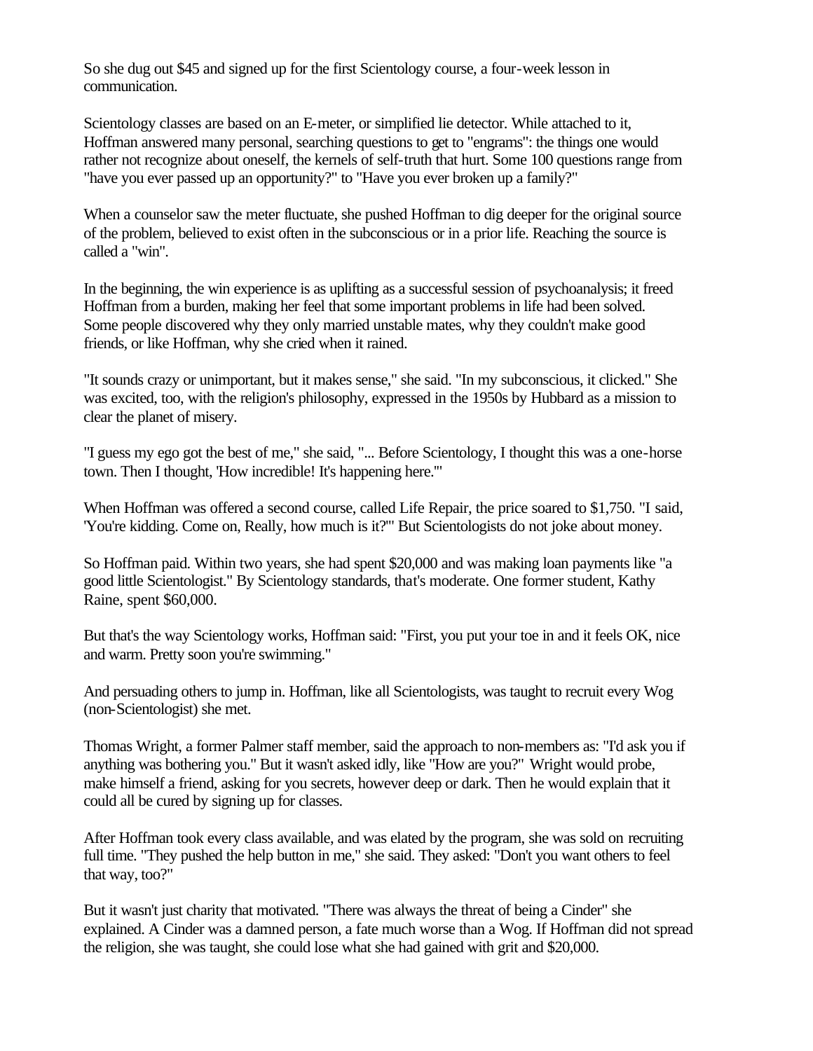So she dug out $45 and signed up for the first Scientology course, a four-week lesson in communication.

Scientology classes are based on an E-meter, or simplified lie detector. While attached to it, Hoffman answered many personal, searching questions to get to "engrams": the things one would rather not recognize about oneself, the kernels of self-truth that hurt. Some 100 questions range from "have you ever passed up an opportunity?" to "Have you ever broken up a family?"

When a counselor saw the meter fluctuate, she pushed Hoffman to dig deeper for the original source of the problem, believed to exist often in the subconscious or in a prior life. Reaching the source is called a "win".

In the beginning, the win experience is as uplifting as a successful session of psychoanalysis; it freed Hoffman from a burden, making her feel that some important problems in life had been solved. Some people discovered why they only married unstable mates, why they couldn't make good friends, or like Hoffman, why she cried when it rained.

"It sounds crazy or unimportant, but it makes sense," she said. "In my subconscious, it clicked." She was excited, too, with the religion's philosophy, expressed in the 1950s by Hubbard as a mission to clear the planet of misery.

"I guess my ego got the best of me," she said, "... Before Scientology, I thought this was a one-horse town. Then I thought, 'How incredible! It's happening here.'"

When Hoffman was offered a second course, called Life Repair, the price soared to $1,750. "I said, 'You're kidding. Come on, Really, how much is it?'" But Scientologists do not joke about money.

So Hoffman paid. Within two years, she had spent $20,000 and was making loan payments like "a good little Scientologist." By Scientology standards, that's moderate. One former student, Kathy Raine, spent $60,000.

But that's the way Scientology works, Hoffman said: "First, you put your toe in and it feels OK, nice and warm. Pretty soon you're swimming."

And persuading others to jump in. Hoffman, like all Scientologists, was taught to recruit every Wog (non-Scientologist) she met.

Thomas Wright, a former Palmer staff member, said the approach to non-members as: "I'd ask you if anything was bothering you." But it wasn't asked idly, like "How are you?" Wright would probe, make himself a friend, asking for you secrets, however deep or dark. Then he would explain that it could all be cured by signing up for classes.

After Hoffman took every class available, and was elated by the program, she was sold on recruiting full time. "They pushed the help button in me," she said. They asked: "Don't you want others to feel that way, too?"

But it wasn't just charity that motivated. "There was always the threat of being a Cinder" she explained. A Cinder was a damned person, a fate much worse than a Wog. If Hoffman did not spread the religion, she was taught, she could lose what she had gained with grit and $20,000.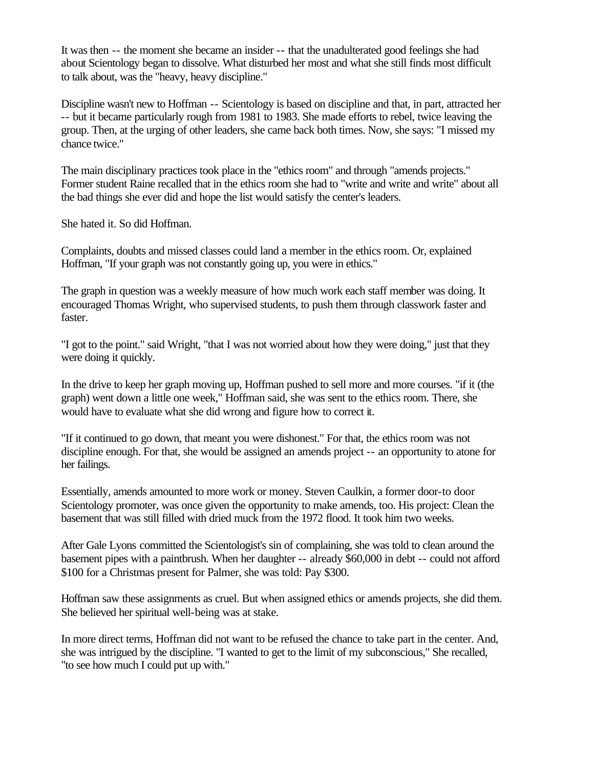It was then -- the moment she became an insider -- that the unadulterated good feelings she had about Scientology began to dissolve. What disturbed her most and what she still finds most difficult to talk about, was the "heavy, heavy discipline."

Discipline wasn't new to Hoffman -- Scientology is based on discipline and that, in part, attracted her -- but it became particularly rough from 1981 to 1983. She made efforts to rebel, twice leaving the group. Then, at the urging of other leaders, she came back both times. Now, she says: "I missed my chance twice."

The main disciplinary practices took place in the "ethics room" and through "amends projects." Former student Raine recalled that in the ethics room she had to "write and write and write" about all the bad things she ever did and hope the list would satisfy the center's leaders.

She hated it. So did Hoffman.

Complaints, doubts and missed classes could land a member in the ethics room. Or, explained Hoffman, "If your graph was not constantly going up, you were in ethics."

The graph in question was a weekly measure of how much work each staff member was doing. It encouraged Thomas Wright, who supervised students, to push them through classwork faster and faster.

"I got to the point." said Wright, "that I was not worried about how they were doing," just that they were doing it quickly.

In the drive to keep her graph moving up, Hoffman pushed to sell more and more courses. "if it (the graph) went down a little one week," Hoffman said, she was sent to the ethics room. There, she would have to evaluate what she did wrong and figure how to correct it.

"If it continued to go down, that meant you were dishonest." For that, the ethics room was not discipline enough. For that, she would be assigned an amends project -- an opportunity to atone for her failings.

Essentially, amends amounted to more work or money. Steven Caulkin, a former door-to door Scientology promoter, was once given the opportunity to make amends, too. His project: Clean the basement that was still filled with dried muck from the 1972 flood. It took him two weeks.

After Gale Lyons committed the Scientologist's sin of complaining, she was told to clean around the basement pipes with a paintbrush. When her daughter -- already $60,000 in debt -- could not afford $100 for a Christmas present for Palmer, she was told: Pay $300.

Hoffman saw these assignments as cruel. But when assigned ethics or amends projects, she did them. She believed her spiritual well-being was at stake.

In more direct terms, Hoffman did not want to be refused the chance to take part in the center. And, she was intrigued by the discipline. "I wanted to get to the limit of my subconscious," She recalled, "to see how much I could put up with."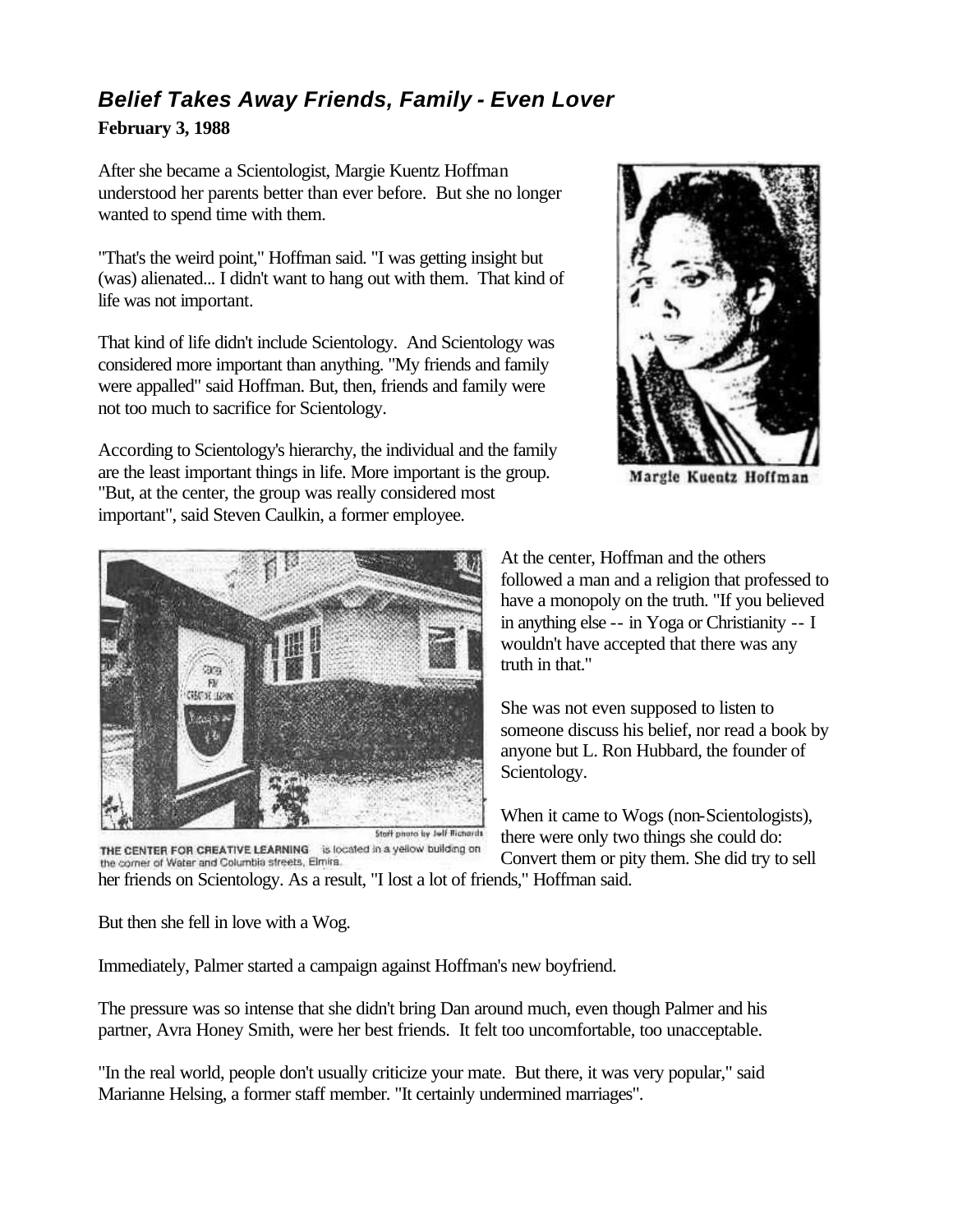## *Belief Takes Away Friends, Family - Even Lover*

**February 3, 1988**

After she became a Scientologist, Margie Kuentz Hoffman understood her parents better than ever before. But she no longer wanted to spend time with them.

"That's the weird point," Hoffman said. "I was getting insight but (was) alienated... I didn't want to hang out with them. That kind of life was not important.

That kind of life didn't include Scientology. And Scientology was considered more important than anything. "My friends and family were appalled" said Hoffman. But, then, friends and family were not too much to sacrifice for Scientology.

According to Scientology's hierarchy, the individual and the family are the least important things in life. More important is the group. "But, at the center, the group was really considered most important", said Steven Caulkin, a former employee.

Margie Kuentz Hoffman

Staff photo by Jeff Richards

THE CENTER FOR CREATIVE LEARNING is located in a yellow building on the corner of Water and Columbia streets, Elmira.

At the center, Hoffman and the others followed a man and a religion that professed to have a monopoly on the truth. "If you believed in anything else -- in Yoga or Christianity -- I wouldn't have accepted that there was any truth in that."

She was not even supposed to listen to someone discuss his belief, nor read a book by anyone but L. Ron Hubbard, the founder of Scientology.

When it came to Wogs (non-Scientologists), there were only two things she could do: Convert them or pity them. She did try to sell her friends on Scientology. As a result, "I lost a lot of friends," Hoffman said.

But then she fell in love with a Wog.

Immediately, Palmer started a campaign against Hoffman's new boyfriend.

The pressure was so intense that she didn't bring Dan around much, even though Palmer and his partner, Avra Honey Smith, were her best friends. It felt too uncomfortable, too unacceptable.

"In the real world, people don't usually criticize your mate. But there, it was very popular," said Marianne Helsing, a former staff member. "It certainly undermined marriages".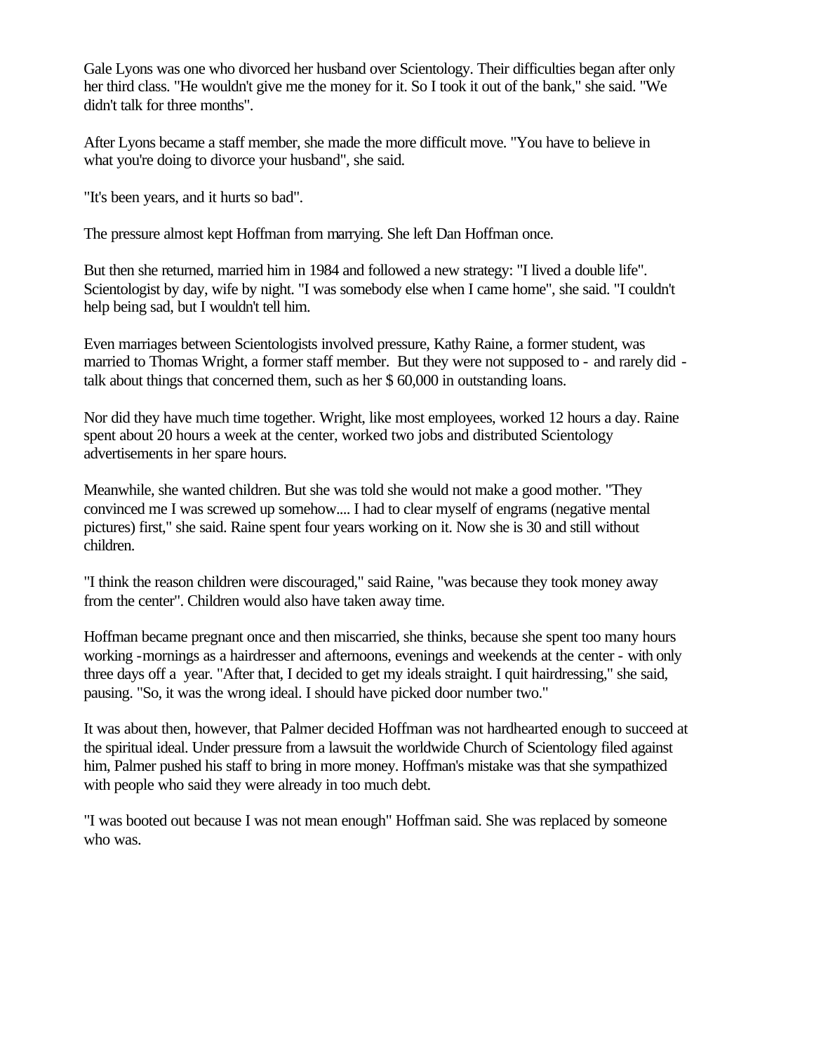Gale Lyons was one who divorced her husband over Scientology. Their difficulties began after only her third class. "He wouldn't give me the money for it. So I took it out of the bank," she said. "We didn't talk for three months".

After Lyons became a staff member, she made the more difficult move. "You have to believe in what you're doing to divorce your husband", she said.

"It's been years, and it hurts so bad".

The pressure almost kept Hoffman from marrying. She left Dan Hoffman once.

But then she returned, married him in 1984 and followed a new strategy: "I lived a double life". Scientologist by day, wife by night. "I was somebody else when I came home", she said. "I couldn't help being sad, but I wouldn't tell him.

Even marriages between Scientologists involved pressure, Kathy Raine, a former student, was married to Thomas Wright, a former staff member. But they were not supposed to - and rarely did - talk about things that concerned them, such as her $ 60,000 in outstanding loans.

Nor did they have much time together. Wright, like most employees, worked 12 hours a day. Raine spent about 20 hours a week at the center, worked two jobs and distributed Scientology advertisements in her spare hours.

Meanwhile, she wanted children. But she was told she would not make a good mother. "They convinced me I was screwed up somehow.... I had to clear myself of engrams (negative mental pictures) first," she said. Raine spent four years working on it. Now she is 30 and still without children.

"I think the reason children were discouraged," said Raine, "was because they took money away from the center". Children would also have taken away time.

Hoffman became pregnant once and then miscarried, she thinks, because she spent too many hours working -mornings as a hairdresser and afternoons, evenings and weekends at the center - with only three days off a year. "After that, I decided to get my ideals straight. I quit hairdressing," she said, pausing. "So, it was the wrong ideal. I should have picked door number two."

It was about then, however, that Palmer decided Hoffman was not hardhearted enough to succeed at the spiritual ideal. Under pressure from a lawsuit the worldwide Church of Scientology filed against him, Palmer pushed his staff to bring in more money. Hoffman's mistake was that she sympathized with people who said they were already in too much debt.

"I was booted out because I was not mean enough" Hoffman said. She was replaced by someone who was.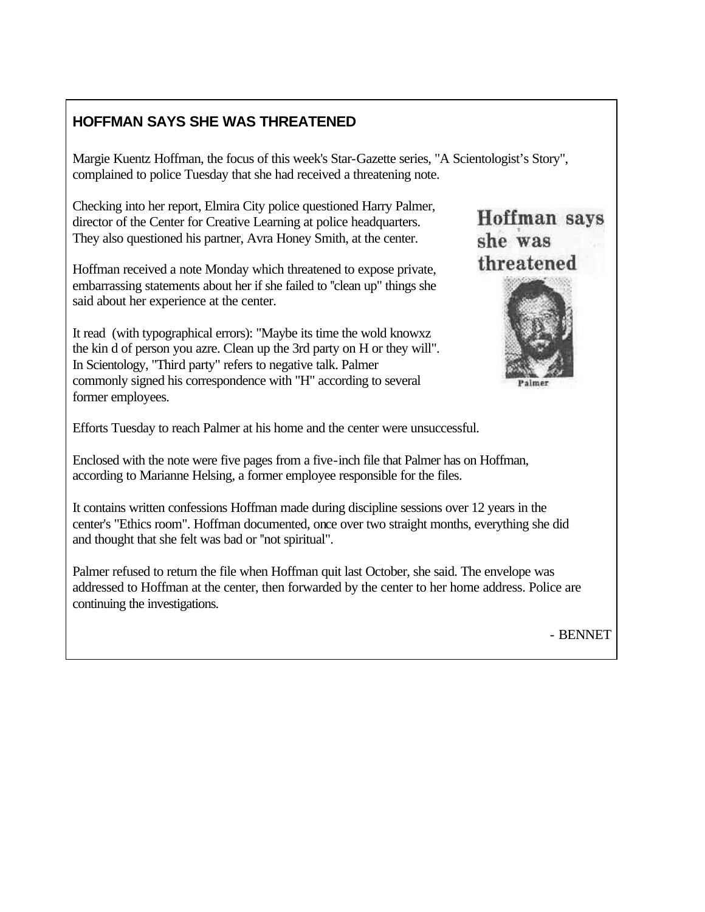## HOFFMAN SAYS SHE WAS THREATENED

Margie Kuentz Hoffman, the focus of this week's Star-Gazette series, "A Scientologist's Story", complained to police Tuesday that she had received a threatening note.

Checking into her report, Elmira City police questioned Harry Palmer, director of the Center for Creative Learning at police headquarters. They also questioned his partner, Avra Honey Smith, at the center.

Hoffman received a note Monday which threatened to expose private, embarrassing statements about her if she failed to "clean up" things she said about her experience at the center.

It read (with typographical errors): "Maybe its time the wold knowxz the kin d of person you azre. Clean up the 3rd party on H or they will". In Scientology, "Third party" refers to negative talk. Palmer commonly signed his correspondence with "H" according to several former employees.

Hoffman says she was threatened

Palmer

Efforts Tuesday to reach Palmer at his home and the center were unsuccessful.

Enclosed with the note were five pages from a five-inch file that Palmer has on Hoffman, according to Marianne Helsing, a former employee responsible for the files.

It contains written confessions Hoffman made during discipline sessions over 12 years in the center's "Ethics room". Hoffman documented, once over two straight months, everything she did and thought that she felt was bad or "not spiritual".

Palmer refused to return the file when Hoffman quit last October, she said. The envelope was addressed to Hoffman at the center, then forwarded by the center to her home address. Police are continuing the investigations.

\- BENNET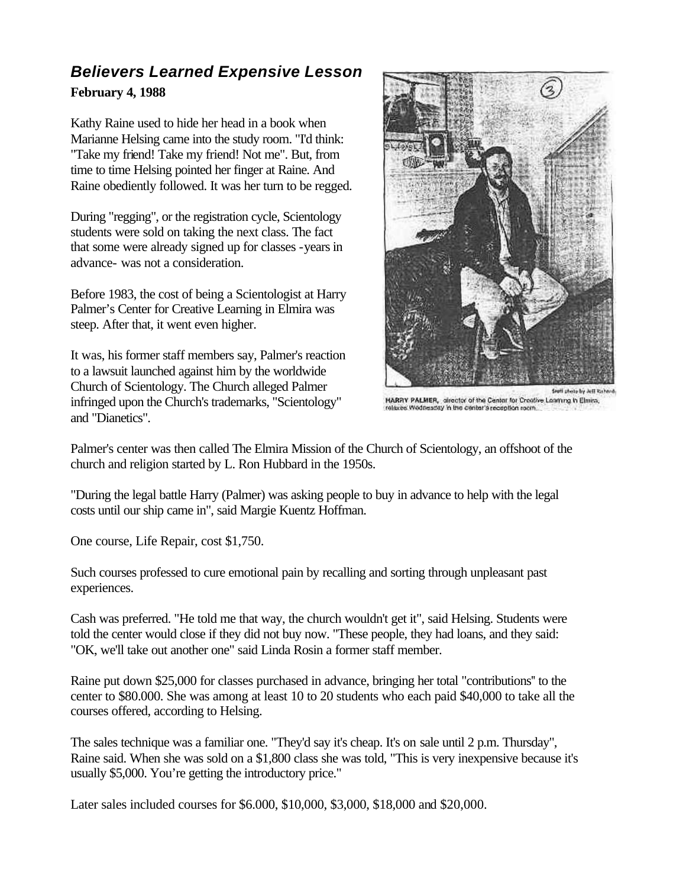## *Believers Learned Expensive Lesson*

**February 4, 1988**

Kathy Raine used to hide her head in a book when Marianne Helsing came into the study room. "I'd think: "Take my friend! Take my friend! Not me". But, from time to time Helsing pointed her finger at Raine. And Raine obediently followed. It was her turn to be regged.

During "regging", or the registration cycle, Scientology students were sold on taking the next class. The fact that some were already signed up for classes -years in advance- was not a consideration.

Before 1983, the cost of being a Scientologist at Harry Palmer's Center for Creative Learning in Elmira was steep. After that, it went even higher.

It was, his former staff members say, Palmer's reaction to a lawsuit launched against him by the worldwide Church of Scientology. The Church alleged Palmer infringed upon the Church's trademarks, "Scientology" and "Dianetics".

Staff photo by Jeff Richard

HARRY PALMER, director of the Center for Creative Learning in Elmira, relaxes Wednesday in the center's reception room.

Palmer's center was then called The Elmira Mission of the Church of Scientology, an offshoot of the church and religion started by L. Ron Hubbard in the 1950s.

"During the legal battle Harry (Palmer) was asking people to buy in advance to help with the legal costs until our ship came in", said Margie Kuentz Hoffman.

One course, Life Repair, cost $1,750.

Such courses professed to cure emotional pain by recalling and sorting through unpleasant past experiences.

Cash was preferred. "He told me that way, the church wouldn't get it", said Helsing. Students were told the center would close if they did not buy now. "These people, they had loans, and they said: "OK, we'll take out another one" said Linda Rosin a former staff member.

Raine put down $25,000 for classes purchased in advance, bringing her total "contributions" to the center to $80.000. She was among at least 10 to 20 students who each paid $40,000 to take all the courses offered, according to Helsing.

The sales technique was a familiar one. "They'd say it's cheap. It's on sale until 2 p.m. Thursday", Raine said. When she was sold on a $1,800 class she was told, "This is very inexpensive because it's usually $5,000. You're getting the introductory price."

Later sales included courses for $6.000, $10,000, $3,000, $18,000 and $20,000.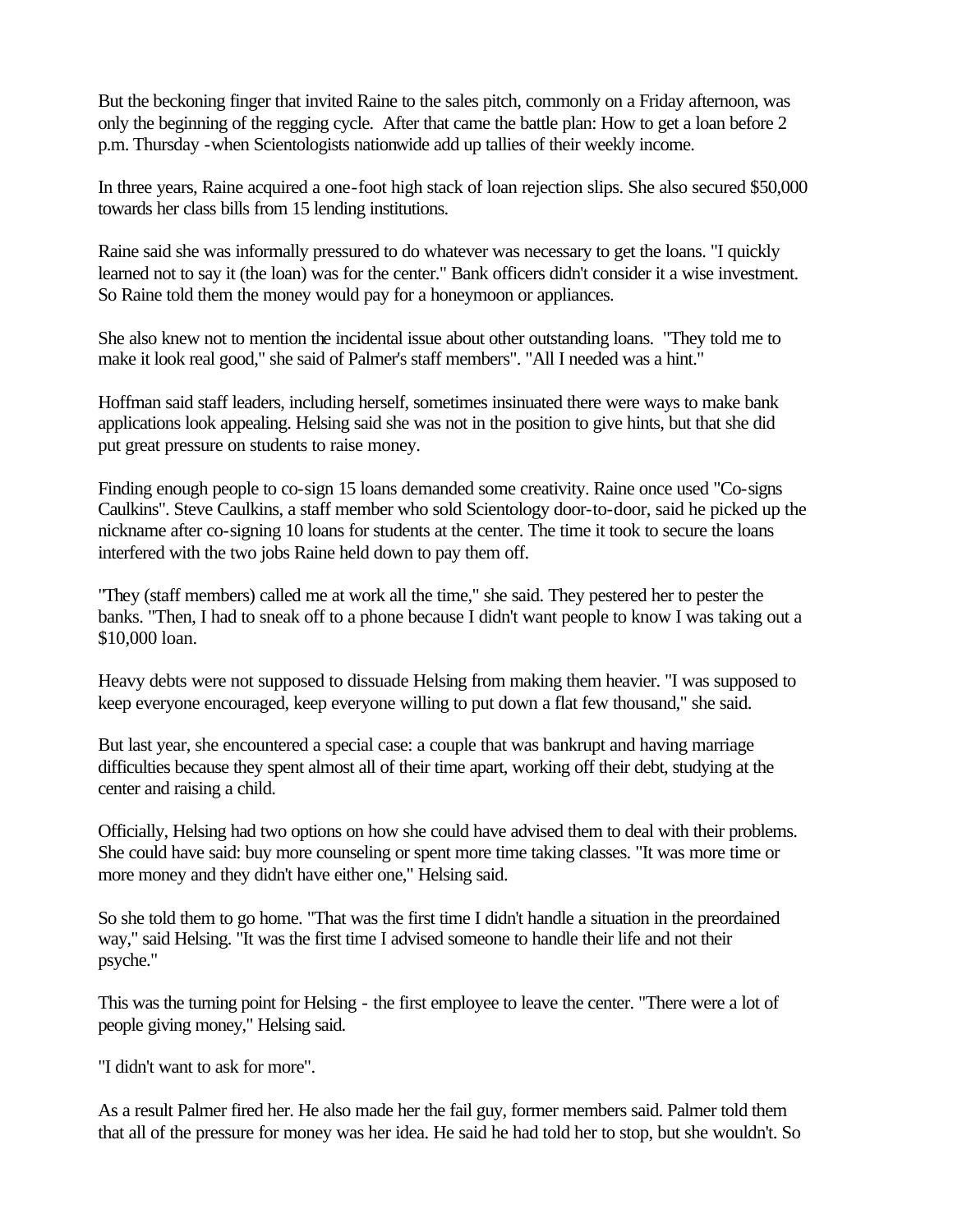But the beckoning finger that invited Raine to the sales pitch, commonly on a Friday afternoon, was only the beginning of the regging cycle. After that came the battle plan: How to get a loan before 2 p.m. Thursday -when Scientologists nationwide add up tallies of their weekly income.

In three years, Raine acquired a one-foot high stack of loan rejection slips. She also secured $50,000 towards her class bills from 15 lending institutions.

Raine said she was informally pressured to do whatever was necessary to get the loans. "I quickly learned not to say it (the loan) was for the center." Bank officers didn't consider it a wise investment. So Raine told them the money would pay for a honeymoon or appliances.

She also knew not to mention the incidental issue about other outstanding loans. "They told me to make it look real good," she said of Palmer's staff members". "All I needed was a hint."

Hoffman said staff leaders, including herself, sometimes insinuated there were ways to make bank applications look appealing. Helsing said she was not in the position to give hints, but that she did put great pressure on students to raise money.

Finding enough people to co-sign 15 loans demanded some creativity. Raine once used "Co-signs Caulkins". Steve Caulkins, a staff member who sold Scientology door-to-door, said he picked up the nickname after co-signing 10 loans for students at the center. The time it took to secure the loans interfered with the two jobs Raine held down to pay them off.

"They (staff members) called me at work all the time," she said. They pestered her to pester the banks. "Then, I had to sneak off to a phone because I didn't want people to know I was taking out a $10,000 loan.

Heavy debts were not supposed to dissuade Helsing from making them heavier. "I was supposed to keep everyone encouraged, keep everyone willing to put down a flat few thousand," she said.

But last year, she encountered a special case: a couple that was bankrupt and having marriage difficulties because they spent almost all of their time apart, working off their debt, studying at the center and raising a child.

Officially, Helsing had two options on how she could have advised them to deal with their problems. She could have said: buy more counseling or spent more time taking classes. "It was more time or more money and they didn't have either one," Helsing said.

So she told them to go home. "That was the first time I didn't handle a situation in the preordained way," said Helsing. "It was the first time I advised someone to handle their life and not their psyche."

This was the turning point for Helsing - the first employee to leave the center. "There were a lot of people giving money," Helsing said.

"I didn't want to ask for more".

As a result Palmer fired her. He also made her the fail guy, former members said. Palmer told them that all of the pressure for money was her idea. He said he had told her to stop, but she wouldn't. So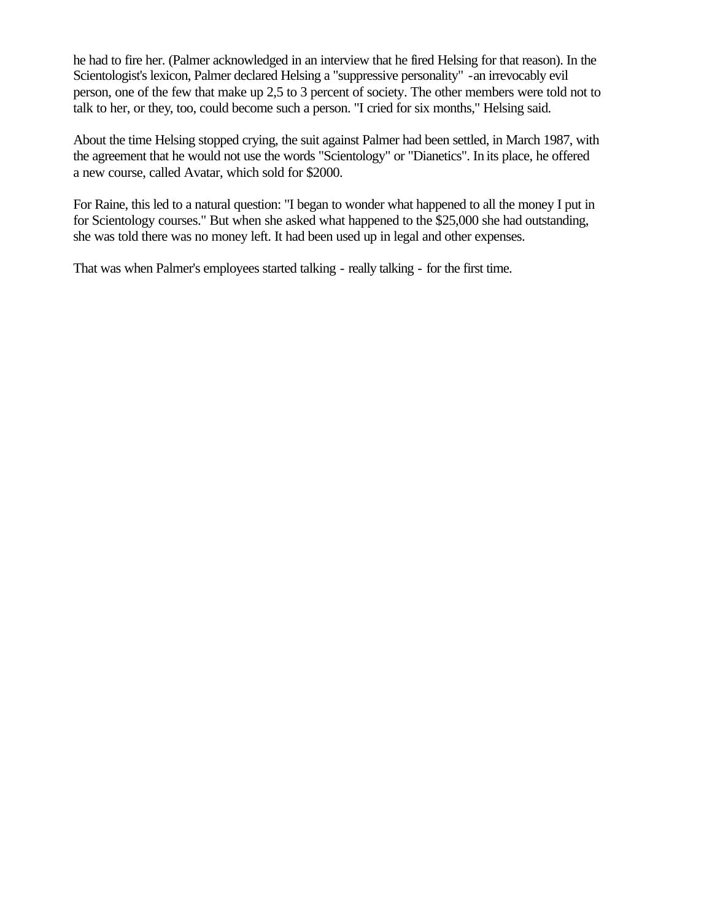he had to fire her. (Palmer acknowledged in an interview that he fired Helsing for that reason). In the Scientologist's lexicon, Palmer declared Helsing a "suppressive personality" -an irrevocably evil person, one of the few that make up 2,5 to 3 percent of society. The other members were told not to talk to her, or they, too, could become such a person. "I cried for six months," Helsing said.

About the time Helsing stopped crying, the suit against Palmer had been settled, in March 1987, with the agreement that he would not use the words "Scientology" or "Dianetics". In its place, he offered a new course, called Avatar, which sold for $2000.

For Raine, this led to a natural question: "I began to wonder what happened to all the money I put in for Scientology courses." But when she asked what happened to the $25,000 she had outstanding, she was told there was no money left. It had been used up in legal and other expenses.

That was when Palmer's employees started talking - really talking - for the first time.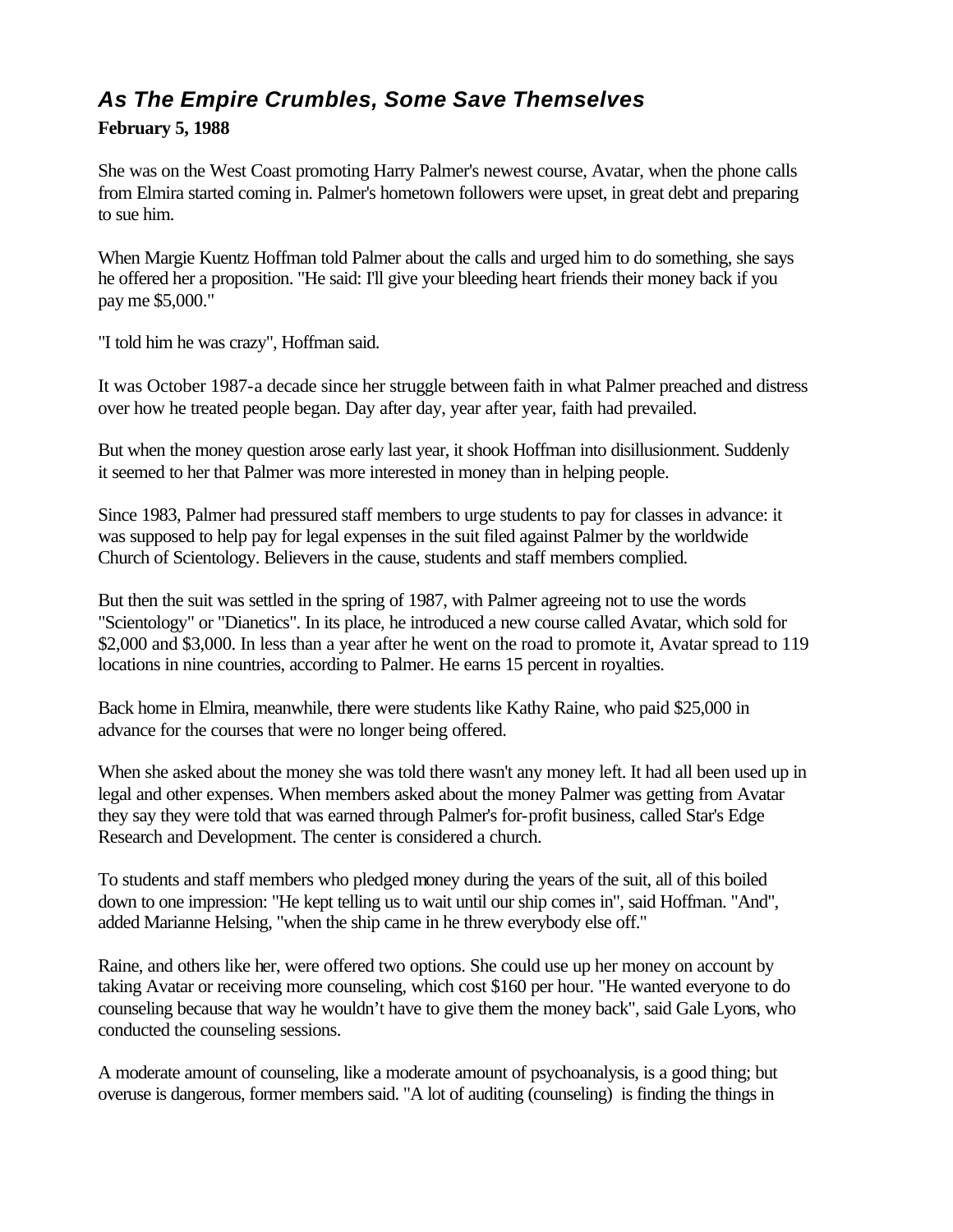## *As The Empire Crumbles, Some Save Themselves*

**February 5, 1988**

She was on the West Coast promoting Harry Palmer's newest course, Avatar, when the phone calls from Elmira started coming in. Palmer's hometown followers were upset, in great debt and preparing to sue him.

When Margie Kuentz Hoffman told Palmer about the calls and urged him to do something, she says he offered her a proposition. "He said: I'll give your bleeding heart friends their money back if you pay me $5,000."

"I told him he was crazy", Hoffman said.

It was October 1987-a decade since her struggle between faith in what Palmer preached and distress over how he treated people began. Day after day, year after year, faith had prevailed.

But when the money question arose early last year, it shook Hoffman into disillusionment. Suddenly it seemed to her that Palmer was more interested in money than in helping people.

Since 1983, Palmer had pressured staff members to urge students to pay for classes in advance: it was supposed to help pay for legal expenses in the suit filed against Palmer by the worldwide Church of Scientology. Believers in the cause, students and staff members complied.

But then the suit was settled in the spring of 1987, with Palmer agreeing not to use the words "Scientology" or "Dianetics". In its place, he introduced a new course called Avatar, which sold for $2,000 and $3,000. In less than a year after he went on the road to promote it, Avatar spread to 119 locations in nine countries, according to Palmer. He earns 15 percent in royalties.

Back home in Elmira, meanwhile, there were students like Kathy Raine, who paid $25,000 in advance for the courses that were no longer being offered.

When she asked about the money she was told there wasn't any money left. It had all been used up in legal and other expenses. When members asked about the money Palmer was getting from Avatar they say they were told that was earned through Palmer's for-profit business, called Star's Edge Research and Development. The center is considered a church.

To students and staff members who pledged money during the years of the suit, all of this boiled down to one impression: "He kept telling us to wait until our ship comes in", said Hoffman. "And", added Marianne Helsing, "when the ship came in he threw everybody else off."

Raine, and others like her, were offered two options. She could use up her money on account by taking Avatar or receiving more counseling, which cost $160 per hour. "He wanted everyone to do counseling because that way he wouldn't have to give them the money back", said Gale Lyons, who conducted the counseling sessions.

A moderate amount of counseling, like a moderate amount of psychoanalysis, is a good thing; but overuse is dangerous, former members said. "A lot of auditing (counseling) is finding the things in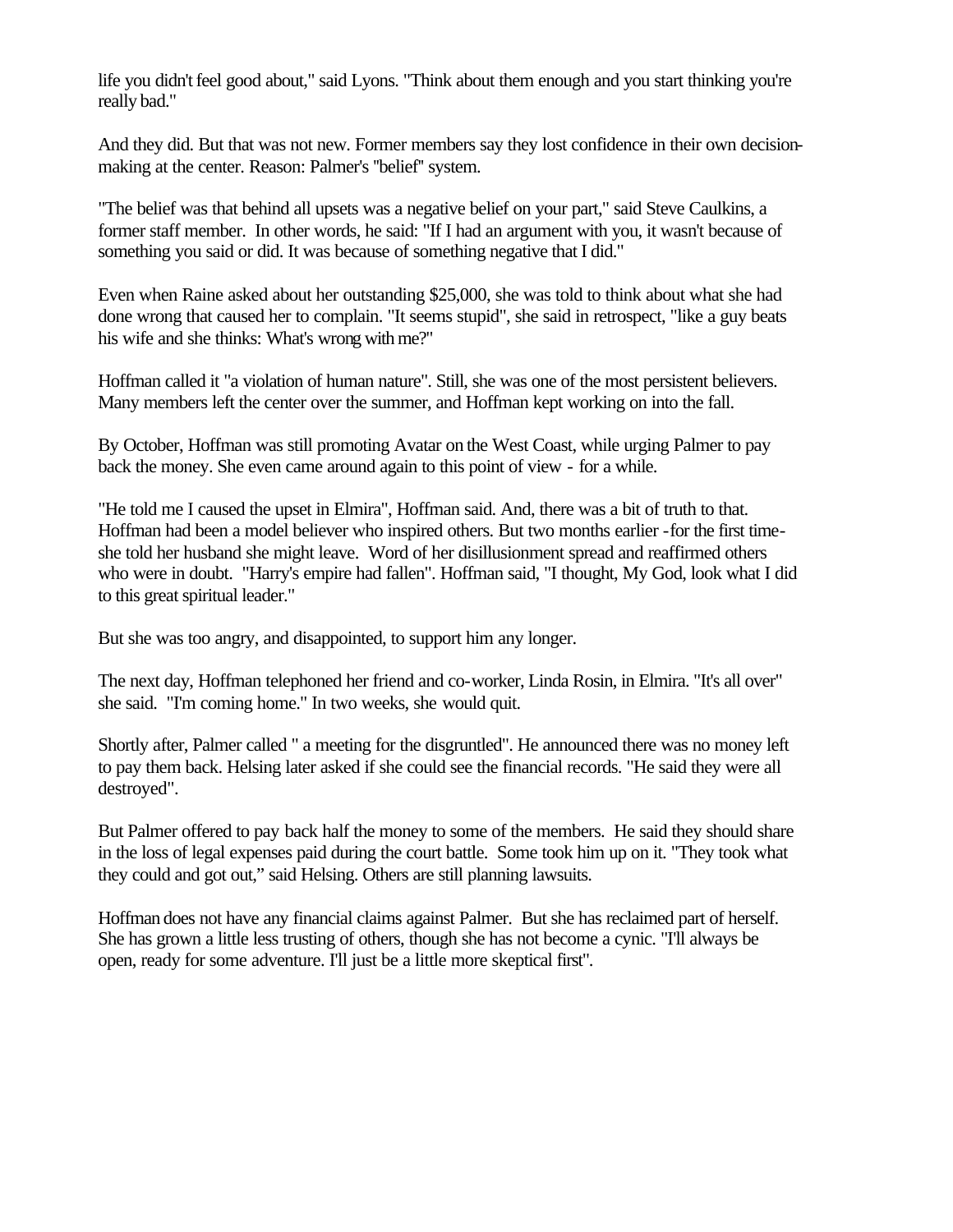life you didn't feel good about," said Lyons. "Think about them enough and you start thinking you're really bad."

And they did. But that was not new. Former members say they lost confidence in their own decision-making at the center. Reason: Palmer's "belief" system.

"The belief was that behind all upsets was a negative belief on your part," said Steve Caulkins, a former staff member. In other words, he said: "If I had an argument with you, it wasn't because of something you said or did. It was because of something negative that I did."

Even when Raine asked about her outstanding $25,000, she was told to think about what she had done wrong that caused her to complain. "It seems stupid", she said in retrospect, "like a guy beats his wife and she thinks: What's wrong with me?"

Hoffman called it "a violation of human nature". Still, she was one of the most persistent believers. Many members left the center over the summer, and Hoffman kept working on into the fall.

By October, Hoffman was still promoting Avatar on the West Coast, while urging Palmer to pay back the money. She even came around again to this point of view - for a while.

"He told me I caused the upset in Elmira", Hoffman said. And, there was a bit of truth to that. Hoffman had been a model believer who inspired others. But two months earlier -for the first time- she told her husband she might leave. Word of her disillusionment spread and reaffirmed others who were in doubt. "Harry's empire had fallen". Hoffman said, "I thought, My God, look what I did to this great spiritual leader."

But she was too angry, and disappointed, to support him any longer.

The next day, Hoffman telephoned her friend and co-worker, Linda Rosin, in Elmira. "It's all over" she said. "I'm coming home." In two weeks, she would quit.

Shortly after, Palmer called " a meeting for the disgruntled". He announced there was no money left to pay them back. Helsing later asked if she could see the financial records. "He said they were all destroyed".

But Palmer offered to pay back half the money to some of the members. He said they should share in the loss of legal expenses paid during the court battle. Some took him up on it. "They took what they could and got out," said Helsing. Others are still planning lawsuits.

Hoffman does not have any financial claims against Palmer. But she has reclaimed part of herself. She has grown a little less trusting of others, though she has not become a cynic. "I'll always be open, ready for some adventure. I'll just be a little more skeptical first".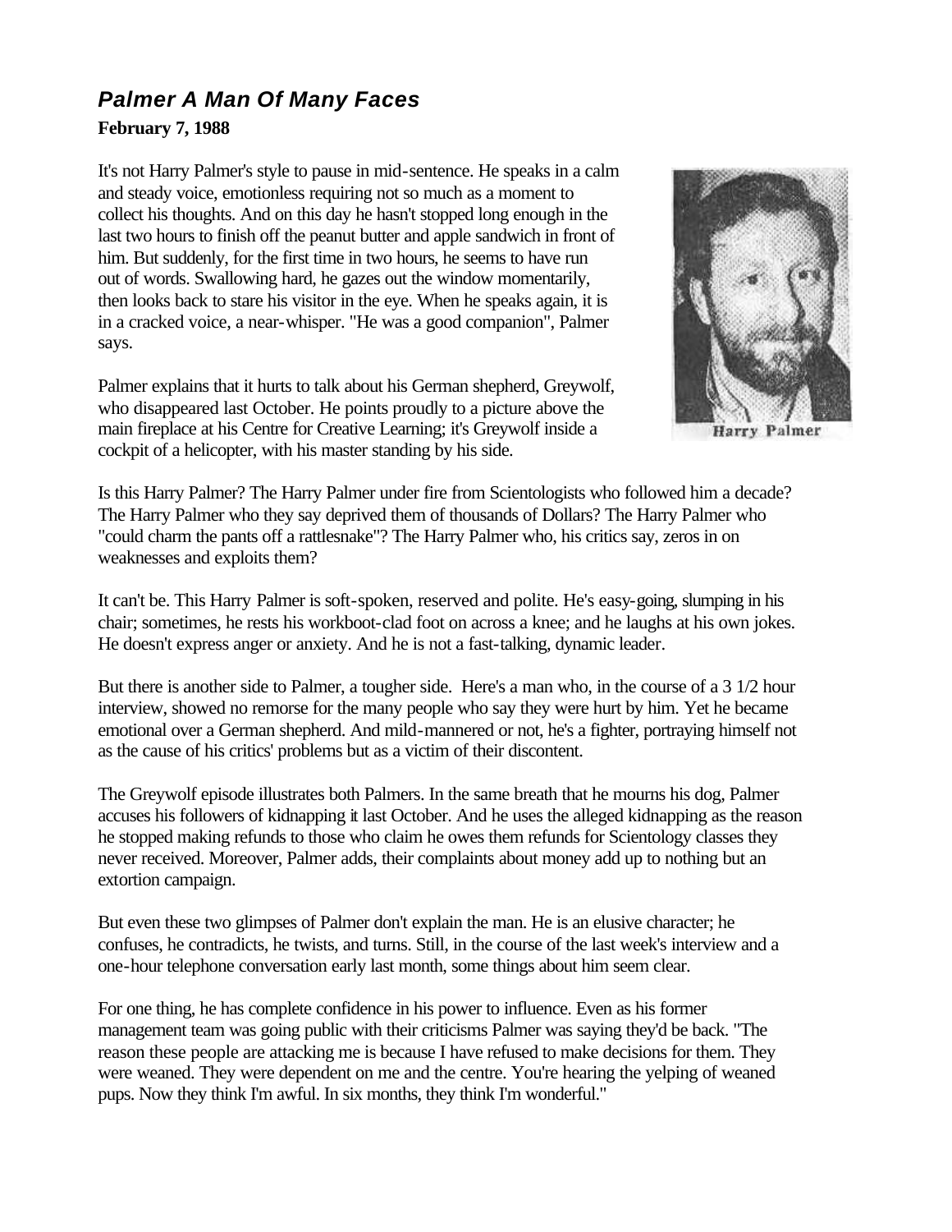## *Palmer A Man Of Many Faces*

**February 7, 1988**

It's not Harry Palmer's style to pause in mid-sentence. He speaks in a calm and steady voice, emotionless requiring not so much as a moment to collect his thoughts. And on this day he hasn't stopped long enough in the last two hours to finish off the peanut butter and apple sandwich in front of him. But suddenly, for the first time in two hours, he seems to have run out of words. Swallowing hard, he gazes out the window momentarily, then looks back to stare his visitor in the eye. When he speaks again, it is in a cracked voice, a near-whisper. "He was a good companion", Palmer says.

Harry Palmer

Palmer explains that it hurts to talk about his German shepherd, Greywolf, who disappeared last October. He points proudly to a picture above the main fireplace at his Centre for Creative Learning; it's Greywolf inside a cockpit of a helicopter, with his master standing by his side.

Is this Harry Palmer? The Harry Palmer under fire from Scientologists who followed him a decade? The Harry Palmer who they say deprived them of thousands of Dollars? The Harry Palmer who "could charm the pants off a rattlesnake"? The Harry Palmer who, his critics say, zeros in on weaknesses and exploits them?

It can't be. This Harry Palmer is soft-spoken, reserved and polite. He's easy-going, slumping in his chair; sometimes, he rests his workboot-clad foot on across a knee; and he laughs at his own jokes. He doesn't express anger or anxiety. And he is not a fast-talking, dynamic leader.

But there is another side to Palmer, a tougher side. Here's a man who, in the course of a 3 1/2 hour interview, showed no remorse for the many people who say they were hurt by him. Yet he became emotional over a German shepherd. And mild-mannered or not, he's a fighter, portraying himself not as the cause of his critics' problems but as a victim of their discontent.

The Greywolf episode illustrates both Palmers. In the same breath that he mourns his dog, Palmer accuses his followers of kidnapping it last October. And he uses the alleged kidnapping as the reason he stopped making refunds to those who claim he owes them refunds for Scientology classes they never received. Moreover, Palmer adds, their complaints about money add up to nothing but an extortion campaign.

But even these two glimpses of Palmer don't explain the man. He is an elusive character; he confuses, he contradicts, he twists, and turns. Still, in the course of the last week's interview and a one-hour telephone conversation early last month, some things about him seem clear.

For one thing, he has complete confidence in his power to influence. Even as his former management team was going public with their criticisms Palmer was saying they'd be back. "The reason these people are attacking me is because I have refused to make decisions for them. They were weaned. They were dependent on me and the centre. You're hearing the yelping of weaned pups. Now they think I'm awful. In six months, they think I'm wonderful."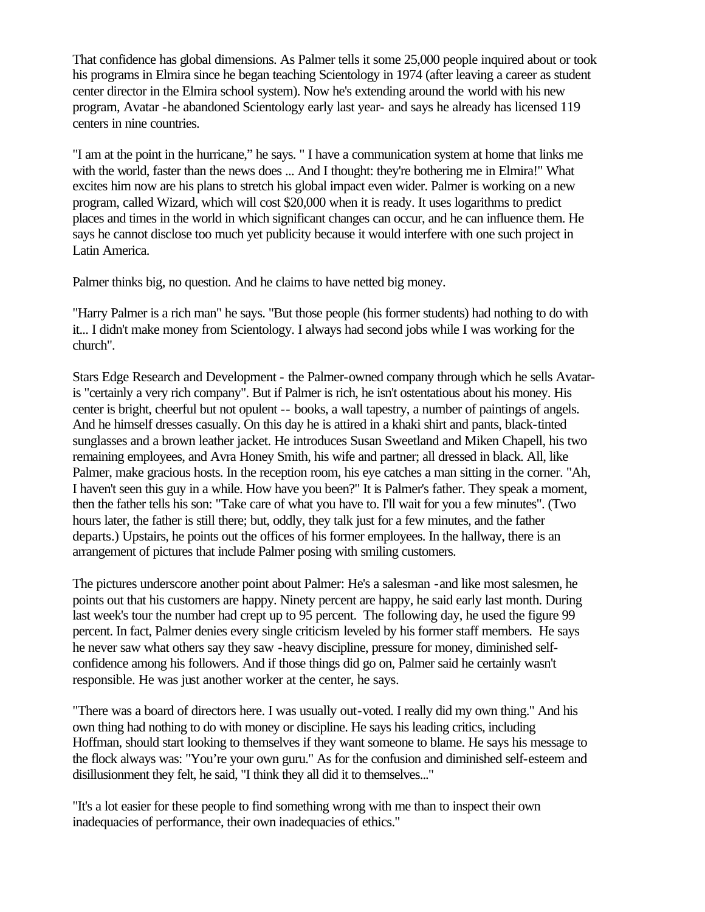That confidence has global dimensions. As Palmer tells it some 25,000 people inquired about or took his programs in Elmira since he began teaching Scientology in 1974 (after leaving a career as student center director in the Elmira school system). Now he's extending around the world with his new program, Avatar -he abandoned Scientology early last year- and says he already has licensed 119 centers in nine countries.

"I am at the point in the hurricane," he says. " I have a communication system at home that links me with the world, faster than the news does ... And I thought: they're bothering me in Elmira!" What excites him now are his plans to stretch his global impact even wider. Palmer is working on a new program, called Wizard, which will cost $20,000 when it is ready. It uses logarithms to predict places and times in the world in which significant changes can occur, and he can influence them. He says he cannot disclose too much yet publicity because it would interfere with one such project in Latin America.

Palmer thinks big, no question. And he claims to have netted big money.

"Harry Palmer is a rich man" he says. "But those people (his former students) had nothing to do with it... I didn't make money from Scientology. I always had second jobs while I was working for the church".

Stars Edge Research and Development - the Palmer-owned company through which he sells Avatar- is "certainly a very rich company". But if Palmer is rich, he isn't ostentatious about his money. His center is bright, cheerful but not opulent -- books, a wall tapestry, a number of paintings of angels. And he himself dresses casually. On this day he is attired in a khaki shirt and pants, black-tinted sunglasses and a brown leather jacket. He introduces Susan Sweetland and Miken Chapell, his two remaining employees, and Avra Honey Smith, his wife and partner; all dressed in black. All, like Palmer, make gracious hosts. In the reception room, his eye catches a man sitting in the corner. "Ah, I haven't seen this guy in a while. How have you been?" It is Palmer's father. They speak a moment, then the father tells his son: "Take care of what you have to. I'll wait for you a few minutes". (Two hours later, the father is still there; but, oddly, they talk just for a few minutes, and the father departs.) Upstairs, he points out the offices of his former employees. In the hallway, there is an arrangement of pictures that include Palmer posing with smiling customers.

The pictures underscore another point about Palmer: He's a salesman -and like most salesmen, he points out that his customers are happy. Ninety percent are happy, he said early last month. During last week's tour the number had crept up to 95 percent. The following day, he used the figure 99 percent. In fact, Palmer denies every single criticism leveled by his former staff members. He says he never saw what others say they saw -heavy discipline, pressure for money, diminished self-confidence among his followers. And if those things did go on, Palmer said he certainly wasn't responsible. He was just another worker at the center, he says.

"There was a board of directors here. I was usually out-voted. I really did my own thing." And his own thing had nothing to do with money or discipline. He says his leading critics, including Hoffman, should start looking to themselves if they want someone to blame. He says his message to the flock always was: "You're your own guru." As for the confusion and diminished self-esteem and disillusionment they felt, he said, "I think they all did it to themselves..."

"It's a lot easier for these people to find something wrong with me than to inspect their own inadequacies of performance, their own inadequacies of ethics."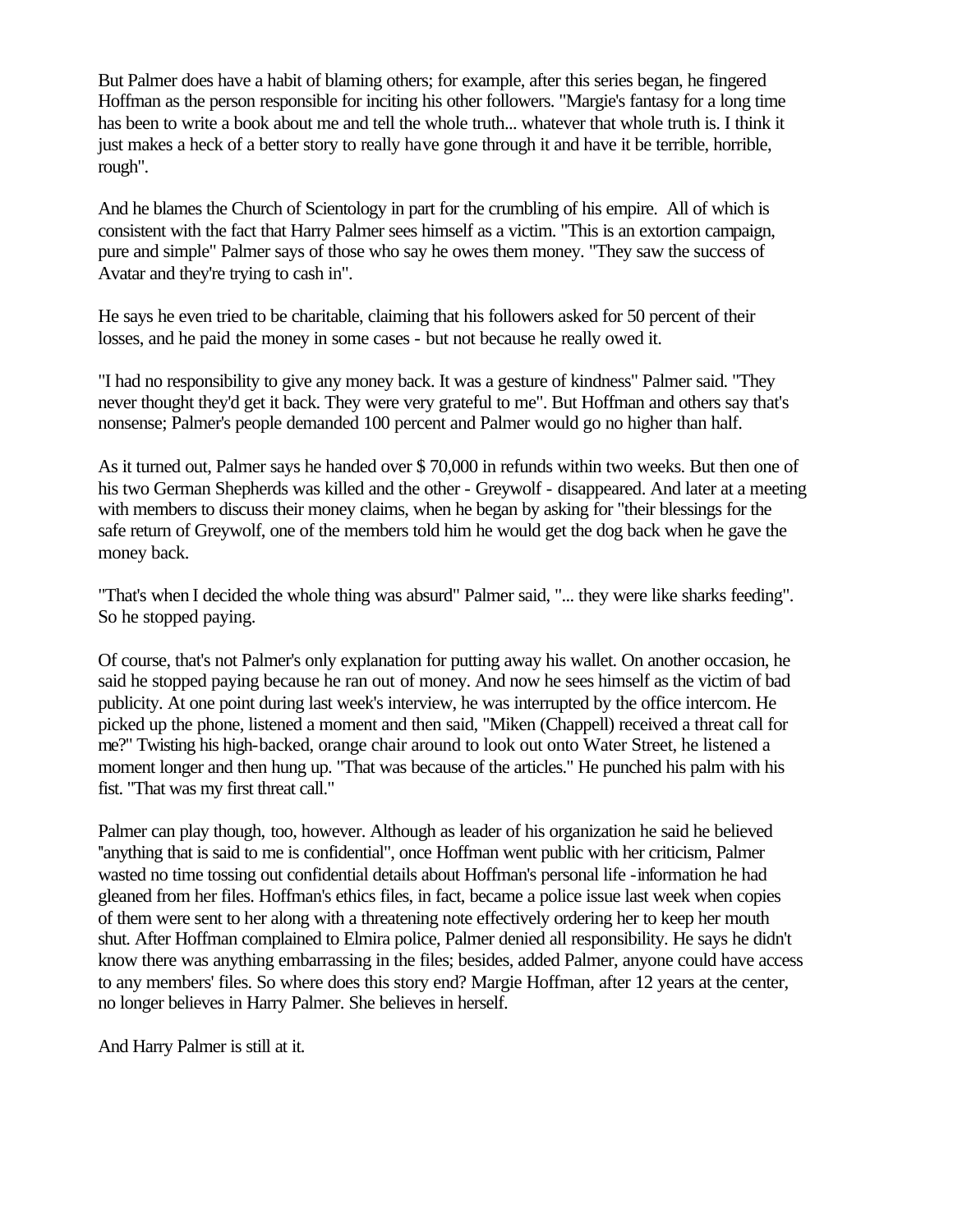But Palmer does have a habit of blaming others; for example, after this series began, he fingered Hoffman as the person responsible for inciting his other followers. "Margie's fantasy for a long time has been to write a book about me and tell the whole truth... whatever that whole truth is. I think it just makes a heck of a better story to really have gone through it and have it be terrible, horrible, rough".

And he blames the Church of Scientology in part for the crumbling of his empire. All of which is consistent with the fact that Harry Palmer sees himself as a victim. "This is an extortion campaign, pure and simple" Palmer says of those who say he owes them money. "They saw the success of Avatar and they're trying to cash in".

He says he even tried to be charitable, claiming that his followers asked for 50 percent of their losses, and he paid the money in some cases - but not because he really owed it.

"I had no responsibility to give any money back. It was a gesture of kindness" Palmer said. "They never thought they'd get it back. They were very grateful to me". But Hoffman and others say that's nonsense; Palmer's people demanded 100 percent and Palmer would go no higher than half.

As it turned out, Palmer says he handed over $ 70,000 in refunds within two weeks. But then one of his two German Shepherds was killed and the other - Greywolf - disappeared. And later at a meeting with members to discuss their money claims, when he began by asking for "their blessings for the safe return of Greywolf, one of the members told him he would get the dog back when he gave the money back.

"That's when I decided the whole thing was absurd" Palmer said, "... they were like sharks feeding". So he stopped paying.

Of course, that's not Palmer's only explanation for putting away his wallet. On another occasion, he said he stopped paying because he ran out of money. And now he sees himself as the victim of bad publicity. At one point during last week's interview, he was interrupted by the office intercom. He picked up the phone, listened a moment and then said, "Miken (Chappell) received a threat call for me?" Twisting his high-backed, orange chair around to look out onto Water Street, he listened a moment longer and then hung up. "That was because of the articles." He punched his palm with his fist. "That was my first threat call."

Palmer can play though, too, however. Although as leader of his organization he said he believed "anything that is said to me is confidential", once Hoffman went public with her criticism, Palmer wasted no time tossing out confidential details about Hoffman's personal life -information he had gleaned from her files. Hoffman's ethics files, in fact, became a police issue last week when copies of them were sent to her along with a threatening note effectively ordering her to keep her mouth shut. After Hoffman complained to Elmira police, Palmer denied all responsibility. He says he didn't know there was anything embarrassing in the files; besides, added Palmer, anyone could have access to any members' files. So where does this story end? Margie Hoffman, after 12 years at the center, no longer believes in Harry Palmer. She believes in herself.

And Harry Palmer is still at it.